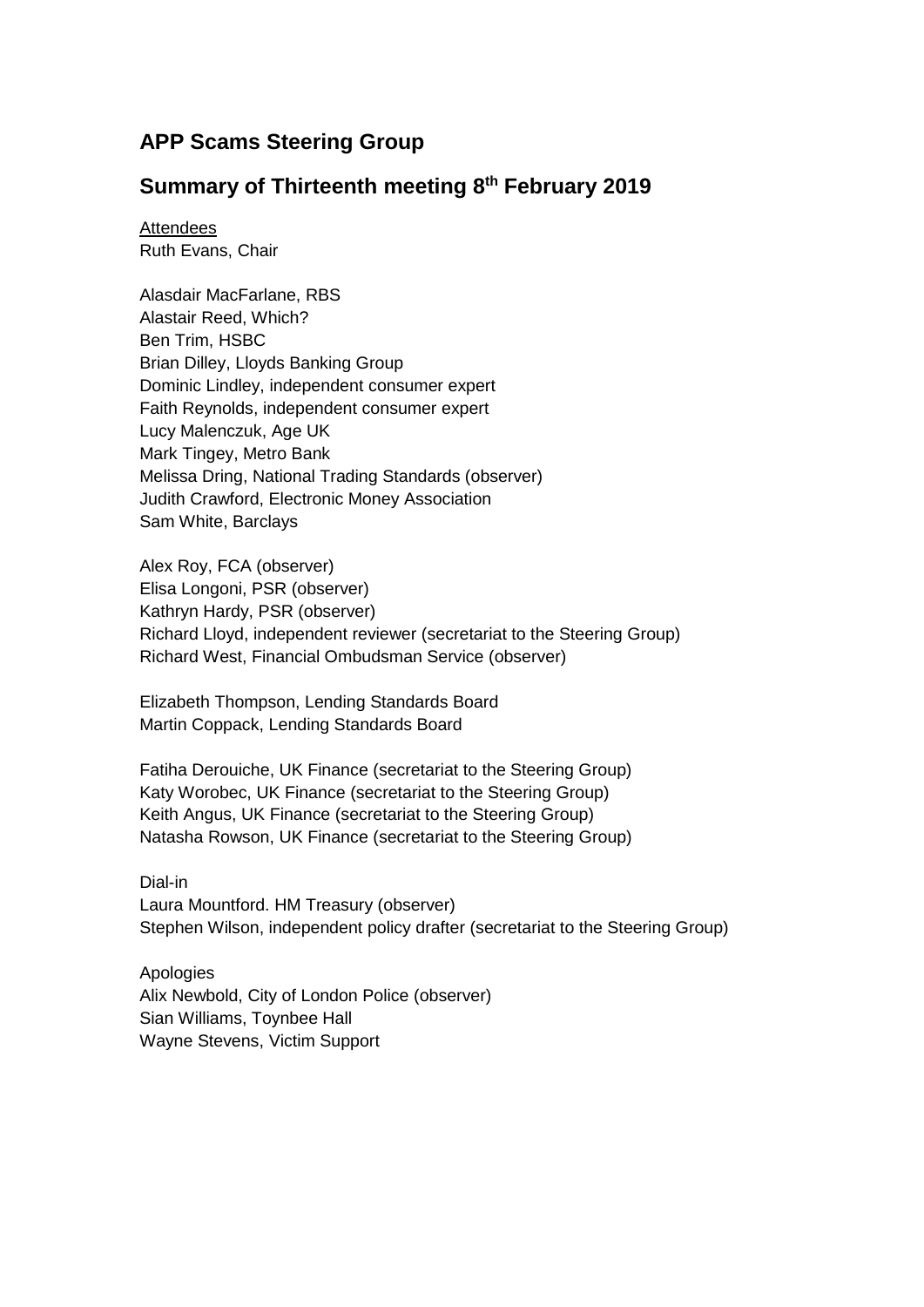## APP Scams Steering Group

## Summary of Thirteenth meeting 8th February 2019

Attendees
Ruth Evans, Chair

Alasdair MacFarlane, RBS
Alastair Reed, Which?
Ben Trim, HSBC
Brian Dilley, Lloyds Banking Group
Dominic Lindley, independent consumer expert
Faith Reynolds, independent consumer expert
Lucy Malenczuk, Age UK
Mark Tingey, Metro Bank
Melissa Dring, National Trading Standards (observer)
Judith Crawford, Electronic Money Association
Sam White, Barclays

Alex Roy, FCA (observer)
Elisa Longoni, PSR (observer)
Kathryn Hardy, PSR (observer)
Richard Lloyd, independent reviewer (secretariat to the Steering Group)
Richard West, Financial Ombudsman Service (observer)

Elizabeth Thompson, Lending Standards Board
Martin Coppack, Lending Standards Board

Fatiha Derouiche, UK Finance (secretariat to the Steering Group)
Katy Worobec, UK Finance (secretariat to the Steering Group)
Keith Angus, UK Finance (secretariat to the Steering Group)
Natasha Rowson, UK Finance (secretariat to the Steering Group)

Dial-in
Laura Mountford. HM Treasury (observer)
Stephen Wilson, independent policy drafter (secretariat to the Steering Group)

Apologies
Alix Newbold, City of London Police (observer)
Sian Williams, Toynbee Hall
Wayne Stevens, Victim Support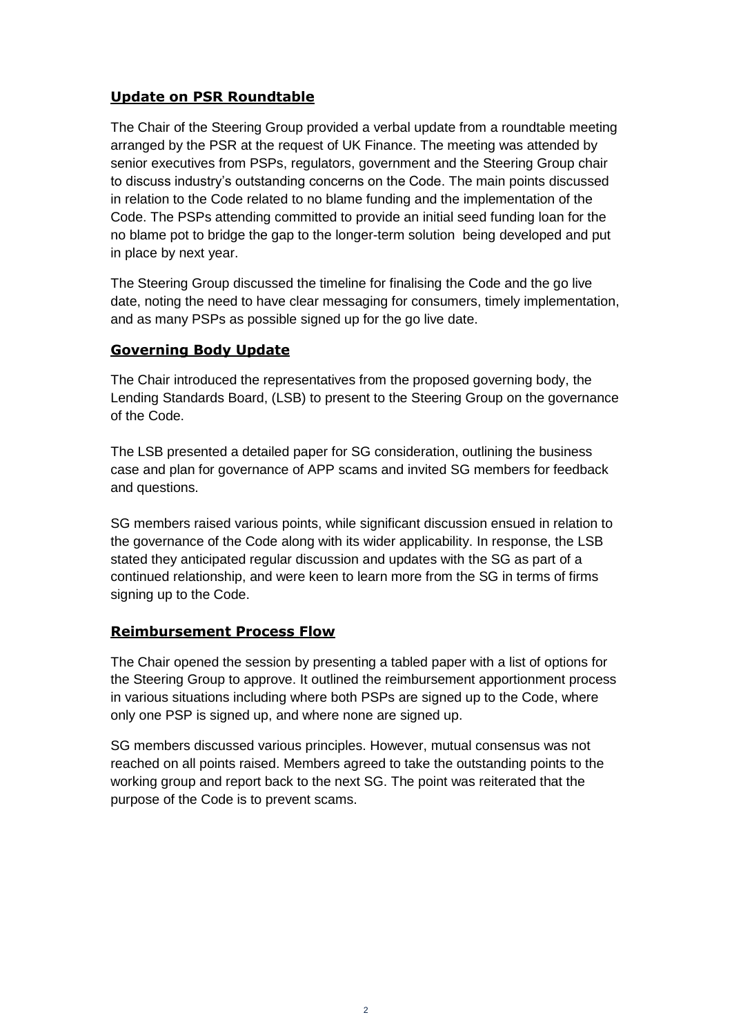## Update on PSR Roundtable

The Chair of the Steering Group provided a verbal update from a roundtable meeting arranged by the PSR at the request of UK Finance. The meeting was attended by senior executives from PSPs, regulators, government and the Steering Group chair to discuss industry's outstanding concerns on the Code. The main points discussed in relation to the Code related to no blame funding and the implementation of the Code. The PSPs attending committed to provide an initial seed funding loan for the no blame pot to bridge the gap to the longer-term solution being developed and put in place by next year.

The Steering Group discussed the timeline for finalising the Code and the go live date, noting the need to have clear messaging for consumers, timely implementation, and as many PSPs as possible signed up for the go live date.

## Governing Body Update

The Chair introduced the representatives from the proposed governing body, the Lending Standards Board, (LSB) to present to the Steering Group on the governance of the Code.

The LSB presented a detailed paper for SG consideration, outlining the business case and plan for governance of APP scams and invited SG members for feedback and questions.

SG members raised various points, while significant discussion ensued in relation to the governance of the Code along with its wider applicability. In response, the LSB stated they anticipated regular discussion and updates with the SG as part of a continued relationship, and were keen to learn more from the SG in terms of firms signing up to the Code.

## Reimbursement Process Flow

The Chair opened the session by presenting a tabled paper with a list of options for the Steering Group to approve. It outlined the reimbursement apportionment process in various situations including where both PSPs are signed up to the Code, where only one PSP is signed up, and where none are signed up.

SG members discussed various principles. However, mutual consensus was not reached on all points raised. Members agreed to take the outstanding points to the working group and report back to the next SG. The point was reiterated that the purpose of the Code is to prevent scams.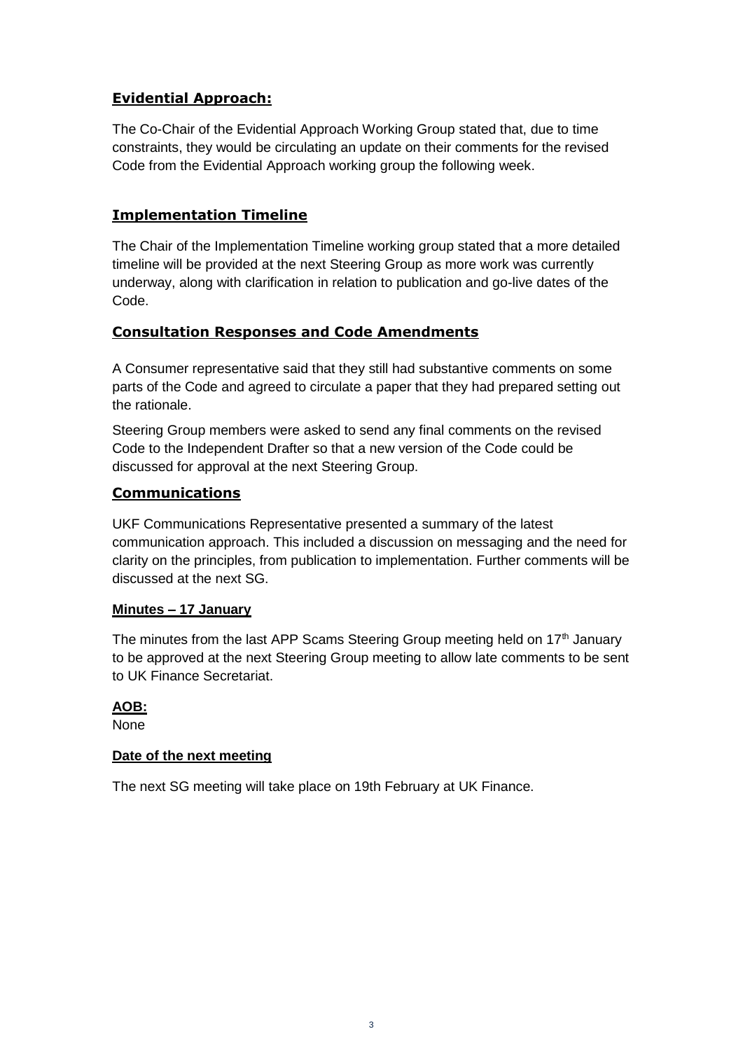## Evidential Approach:

The Co-Chair of the Evidential Approach Working Group stated that, due to time constraints, they would be circulating an update on their comments for the revised Code from the Evidential Approach working group the following week.

## Implementation Timeline

The Chair of the Implementation Timeline working group stated that a more detailed timeline will be provided at the next Steering Group as more work was currently underway, along with clarification in relation to publication and go-live dates of the Code.

## Consultation Responses and Code Amendments

A Consumer representative said that they still had substantive comments on some parts of the Code and agreed to circulate a paper that they had prepared setting out the rationale.

Steering Group members were asked to send any final comments on the revised Code to the Independent Drafter so that a new version of the Code could be discussed for approval at the next Steering Group.

## Communications

UKF Communications Representative presented a summary of the latest communication approach. This included a discussion on messaging and the need for clarity on the principles, from publication to implementation. Further comments will be discussed at the next SG.

### Minutes – 17 January

The minutes from the last APP Scams Steering Group meeting held on 17th January to be approved at the next Steering Group meeting to allow late comments to be sent to UK Finance Secretariat.

### AOB:

None

### Date of the next meeting

The next SG meeting will take place on 19th February at UK Finance.